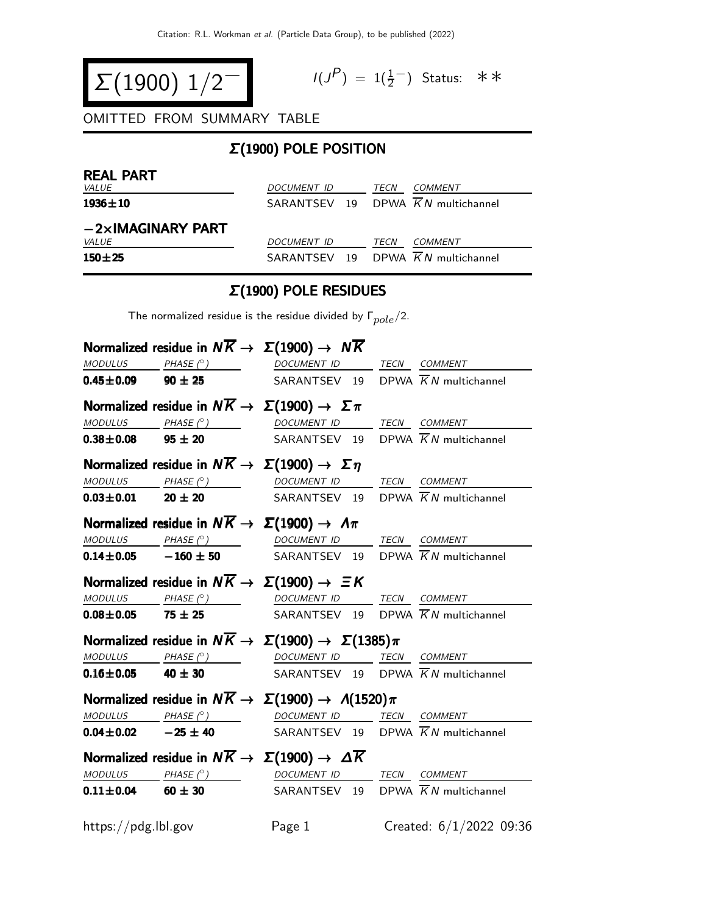# $\Sigma(1900)$ $1/2^-$

$I(J^P) = 1(\frac{1}{2}^-)$ Status: ∗∗

OMITTED FROM SUMMARY TABLE

## $\Sigma(1900)$ POLE POSITION

### REAL PART

| VALUE | DOCUMENT ID | | TECN | COMMENT |
|---|---|---|---|---|
| **1936±10** | SARANTSEV | 19 | DPWA | $\overline{K}N$ multichannel |

### −2×IMAGINARY PART

| VALUE | DOCUMENT ID | | TECN | COMMENT |
|---|---|---|---|---|
| **150±25** | SARANTSEV | 19 | DPWA | $\overline{K}N$ multichannel |

## $\Sigma(1900)$ POLE RESIDUES

The normalized residue is the residue divided by $\Gamma_{pole}/2$.

### Normalized residue in $N\overline{K} \rightarrow \Sigma(1900) \rightarrow N\overline{K}$

| MODULUS | PHASE (°) | DOCUMENT ID | | TECN | COMMENT |
|---|---|---|---|---|---|
| **0.45±0.09** | **90 ± 25** | SARANTSEV | 19 | DPWA | $\overline{K}N$ multichannel |

### Normalized residue in $N\overline{K} \rightarrow \Sigma(1900) \rightarrow \Sigma\pi$

| MODULUS | PHASE (°) | DOCUMENT ID | | TECN | COMMENT |
|---|---|---|---|---|---|
| **0.38±0.08** | **95 ± 20** | SARANTSEV | 19 | DPWA | $\overline{K}N$ multichannel |

### Normalized residue in $N\overline{K} \rightarrow \Sigma(1900) \rightarrow \Sigma\eta$

| MODULUS | PHASE (°) | DOCUMENT ID | | TECN | COMMENT |
|---|---|---|---|---|---|
| **0.03±0.01** | **20 ± 20** | SARANTSEV | 19 | DPWA | $\overline{K}N$ multichannel |

### Normalized residue in $N\overline{K} \rightarrow \Sigma(1900) \rightarrow \Lambda\pi$

| MODULUS | PHASE (°) | DOCUMENT ID | | TECN | COMMENT |
|---|---|---|---|---|---|
| **0.14±0.05** | **−160 ± 50** | SARANTSEV | 19 | DPWA | $\overline{K}N$ multichannel |

### Normalized residue in $N\overline{K} \rightarrow \Sigma(1900) \rightarrow \Xi K$

| MODULUS | PHASE (°) | DOCUMENT ID | | TECN | COMMENT |
|---|---|---|---|---|---|
| **0.08±0.05** | **75 ± 25** | SARANTSEV | 19 | DPWA | $\overline{K}N$ multichannel |

### Normalized residue in $N\overline{K} \rightarrow \Sigma(1900) \rightarrow \Sigma(1385)\pi$

| MODULUS | PHASE (°) | DOCUMENT ID | | TECN | COMMENT |
|---|---|---|---|---|---|
| **0.16±0.05** | **40 ± 30** | SARANTSEV | 19 | DPWA | $\overline{K}N$ multichannel |

### Normalized residue in $N\overline{K} \rightarrow \Sigma(1900) \rightarrow \Lambda(1520)\pi$

| MODULUS | PHASE (°) | DOCUMENT ID | | TECN | COMMENT |
|---|---|---|---|---|---|
| **0.04±0.02** | **−25 ± 40** | SARANTSEV | 19 | DPWA | $\overline{K}N$ multichannel |

### Normalized residue in $N\overline{K} \rightarrow \Sigma(1900) \rightarrow \Delta\overline{K}$

| MODULUS | PHASE (°) | DOCUMENT ID | | TECN | COMMENT |
|---|---|---|---|---|---|
| **0.11±0.04** | **60 ± 30** | SARANTSEV | 19 | DPWA | $\overline{K}N$ multichannel |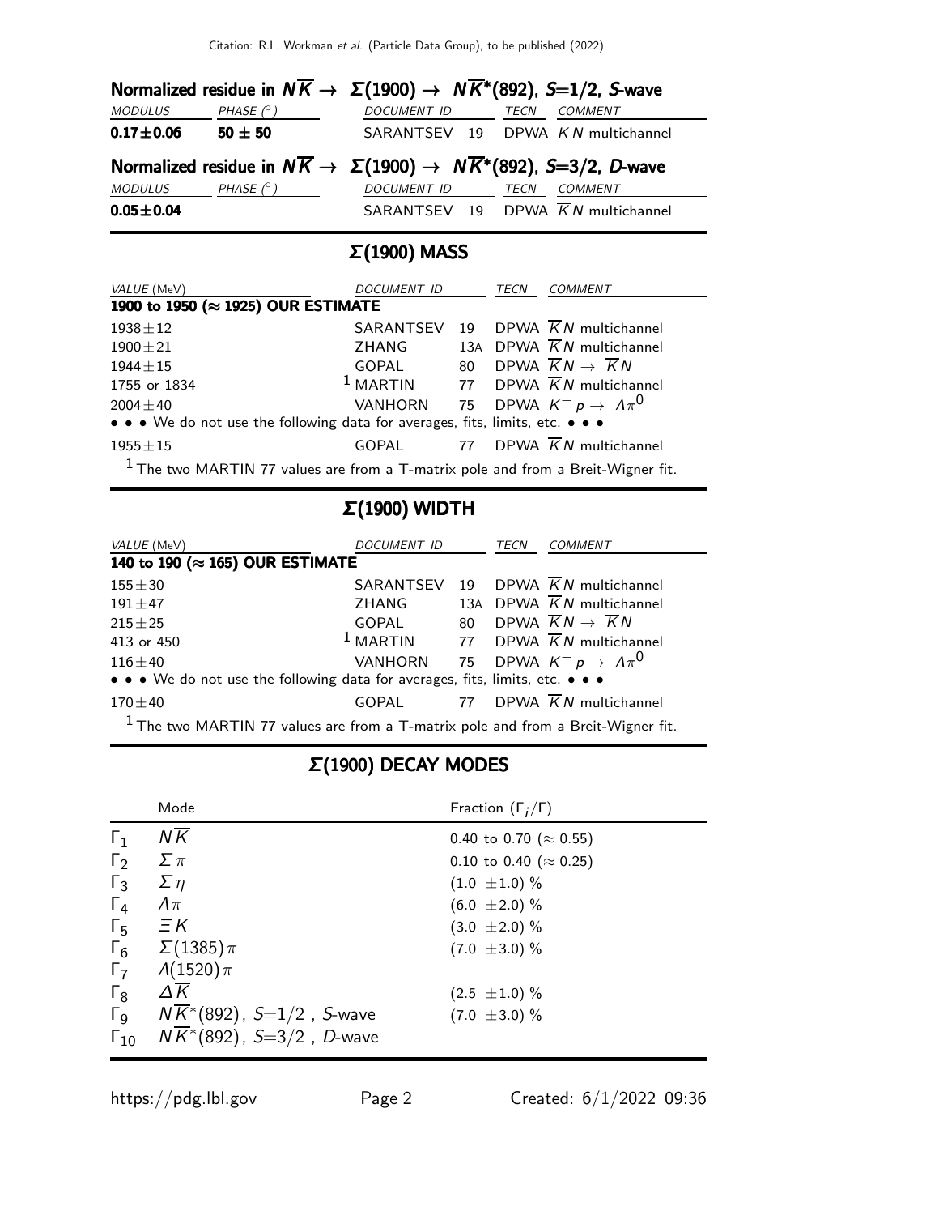### Normalized residue in $N\overline{K} \rightarrow \Sigma(1900) \rightarrow N\overline{K}^*(892)$, $S$=1/2, $S$-wave

| MODULUS | PHASE (°) | DOCUMENT ID | | TECN | COMMENT |
|---|---|---|---|---|---|
| **0.17±0.06** | **50 ± 50** | SARANTSEV | 19 | DPWA | $\overline{K}N$ multichannel |

### Normalized residue in $N\overline{K} \rightarrow \Sigma(1900) \rightarrow N\overline{K}^*(892)$, $S$=3/2, $D$-wave

| MODULUS | PHASE (°) | DOCUMENT ID | | TECN | COMMENT |
|---|---|---|---|---|---|
| **0.05±0.04** | | SARANTSEV | 19 | DPWA | $\overline{K}N$ multichannel |

## Σ(1900) MASS

| VALUE (MeV) | DOCUMENT ID | | TECN | COMMENT |
|---|---|---|---|---|
| **1900 to 1950 (≈ 1925) OUR ESTIMATE** | | | | |
| 1938±12 | SARANTSEV | 19 | DPWA | $\overline{K}N$ multichannel |
| 1900±21 | ZHANG | 13A | DPWA | $\overline{K}N$ multichannel |
| 1944±15 | GOPAL | 80 | DPWA | $\overline{K}N \rightarrow \overline{K}N$ |
| 1755 or 1834 | [1] MARTIN | 77 | DPWA | $\overline{K}N$ multichannel |
| 2004±40 | VANHORN | 75 | DPWA | $K^- p \rightarrow \Lambda\pi^0$ |
| • • • We do not use the following data for averages, fits, limits, etc. • • • | | | | |
| 1955±15 | GOPAL | 77 | DPWA | $\overline{K}N$ multichannel |

[1] The two MARTIN 77 values are from a T-matrix pole and from a Breit-Wigner fit.

## Σ(1900) WIDTH

| VALUE (MeV) | DOCUMENT ID | | TECN | COMMENT |
|---|---|---|---|---|
| **140 to 190 (≈ 165) OUR ESTIMATE** | | | | |
| 155±30 | SARANTSEV | 19 | DPWA | $\overline{K}N$ multichannel |
| 191±47 | ZHANG | 13A | DPWA | $\overline{K}N$ multichannel |
| 215±25 | GOPAL | 80 | DPWA | $\overline{K}N \rightarrow \overline{K}N$ |
| 413 or 450 | [1] MARTIN | 77 | DPWA | $\overline{K}N$ multichannel |
| 116±40 | VANHORN | 75 | DPWA | $K^- p \rightarrow \Lambda\pi^0$ |
| • • • We do not use the following data for averages, fits, limits, etc. • • • | | | | |
| 170±40 | GOPAL | 77 | DPWA | $\overline{K}N$ multichannel |

[1] The two MARTIN 77 values are from a T-matrix pole and from a Breit-Wigner fit.

## Σ(1900) DECAY MODES

| | Mode | Fraction ($\Gamma_i/\Gamma$) |
|---|---|---|
| $\Gamma_1$ | $N\overline{K}$ | 0.40 to 0.70 (≈ 0.55) |
| $\Gamma_2$ | $\Sigma\pi$ | 0.10 to 0.40 (≈ 0.25) |
| $\Gamma_3$ | $\Sigma\eta$ | (1.0 ±1.0) % |
| $\Gamma_4$ | $\Lambda\pi$ | (6.0 ±2.0) % |
| $\Gamma_5$ | $\Xi K$ | (3.0 ±2.0) % |
| $\Gamma_6$ | $\Sigma(1385)\pi$ | (7.0 ±3.0) % |
| $\Gamma_7$ | $\Lambda(1520)\pi$ | |
| $\Gamma_8$ | $\Delta\overline{K}$ | (2.5 ±1.0) % |
| $\Gamma_9$ | $N\overline{K}^*(892)$, $S$=1/2 , $S$-wave | (7.0 ±3.0) % |
| $\Gamma_{10}$ | $N\overline{K}^*(892)$, $S$=3/2 , $D$-wave | |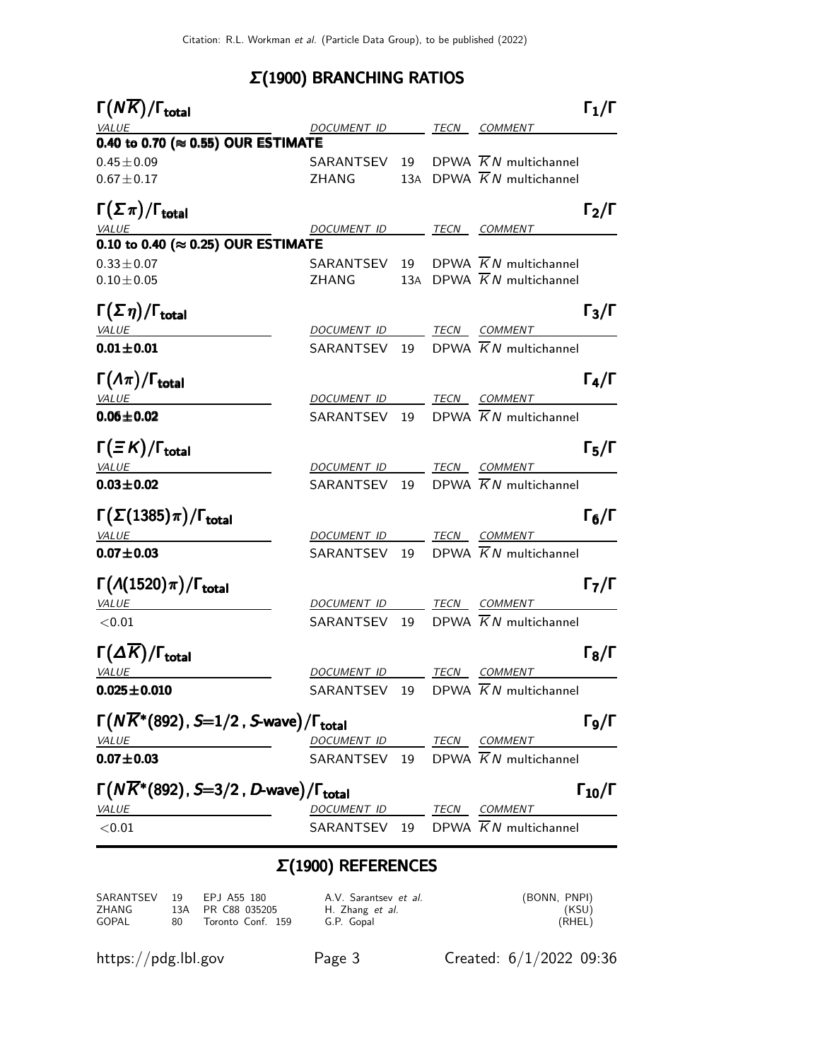## Σ(1900) BRANCHING RATIOS

### $\Gamma(N\overline{K})/\Gamma_{\text{total}}$ — $\Gamma_1/\Gamma$

| VALUE | DOCUMENT ID | | TECN | COMMENT |
|---|---|---|---|---|
| **0.40 to 0.70 (≈ 0.55) OUR ESTIMATE** | | | | |
| $0.45 \pm 0.09$ | SARANTSEV | 19 | DPWA | $\overline{K}N$ multichannel |
| $0.67 \pm 0.17$ | ZHANG | 13A | DPWA | $\overline{K}N$ multichannel |

### $\Gamma(\Sigma\pi)/\Gamma_{\text{total}}$ — $\Gamma_2/\Gamma$

| VALUE | DOCUMENT ID | | TECN | COMMENT |
|---|---|---|---|---|
| **0.10 to 0.40 (≈ 0.25) OUR ESTIMATE** | | | | |
| $0.33 \pm 0.07$ | SARANTSEV | 19 | DPWA | $\overline{K}N$ multichannel |
| $0.10 \pm 0.05$ | ZHANG | 13A | DPWA | $\overline{K}N$ multichannel |

### $\Gamma(\Sigma\eta)/\Gamma_{\text{total}}$ — $\Gamma_3/\Gamma$

| VALUE | DOCUMENT ID | | TECN | COMMENT |
|---|---|---|---|---|
| **$0.01 \pm 0.01$** | SARANTSEV | 19 | DPWA | $\overline{K}N$ multichannel |

### $\Gamma(\Lambda\pi)/\Gamma_{\text{total}}$ — $\Gamma_4/\Gamma$

| VALUE | DOCUMENT ID | | TECN | COMMENT |
|---|---|---|---|---|
| **$0.06 \pm 0.02$** | SARANTSEV | 19 | DPWA | $\overline{K}N$ multichannel |

### $\Gamma(\Xi K)/\Gamma_{\text{total}}$ — $\Gamma_5/\Gamma$

| VALUE | DOCUMENT ID | | TECN | COMMENT |
|---|---|---|---|---|
| **$0.03 \pm 0.02$** | SARANTSEV | 19 | DPWA | $\overline{K}N$ multichannel |

### $\Gamma(\Sigma(1385)\pi)/\Gamma_{\text{total}}$ — $\Gamma_6/\Gamma$

| VALUE | DOCUMENT ID | | TECN | COMMENT |
|---|---|---|---|---|
| **$0.07 \pm 0.03$** | SARANTSEV | 19 | DPWA | $\overline{K}N$ multichannel |

### $\Gamma(\Lambda(1520)\pi)/\Gamma_{\text{total}}$ — $\Gamma_7/\Gamma$

| VALUE | DOCUMENT ID | | TECN | COMMENT |
|---|---|---|---|---|
| $<0.01$ | SARANTSEV | 19 | DPWA | $\overline{K}N$ multichannel |

### $\Gamma(\Delta\overline{K})/\Gamma_{\text{total}}$ — $\Gamma_8/\Gamma$

| VALUE | DOCUMENT ID | | TECN | COMMENT |
|---|---|---|---|---|
| **$0.025 \pm 0.010$** | SARANTSEV | 19 | DPWA | $\overline{K}N$ multichannel |

### $\Gamma(N\overline{K}^*(892), S=1/2, S\text{-wave})/\Gamma_{\text{total}}$ — $\Gamma_9/\Gamma$

| VALUE | DOCUMENT ID | | TECN | COMMENT |
|---|---|---|---|---|
| **$0.07 \pm 0.03$** | SARANTSEV | 19 | DPWA | $\overline{K}N$ multichannel |

### $\Gamma(N\overline{K}^*(892), S=3/2, D\text{-wave})/\Gamma_{\text{total}}$ — $\Gamma_{10}/\Gamma$

| VALUE | DOCUMENT ID | | TECN | COMMENT |
|---|---|---|---|---|
| $<0.01$ | SARANTSEV | 19 | DPWA | $\overline{K}N$ multichannel |

## Σ(1900) REFERENCES

| | | | | |
|---|---|---|---|---|
| SARANTSEV | 19 | EPJ A55 180 | A.V. Sarantsev *et al.* | (BONN, PNPI) |
| ZHANG | 13A | PR C88 035205 | H. Zhang *et al.* | (KSU) |
| GOPAL | 80 | Toronto Conf. 159 | G.P. Gopal | (RHEL) |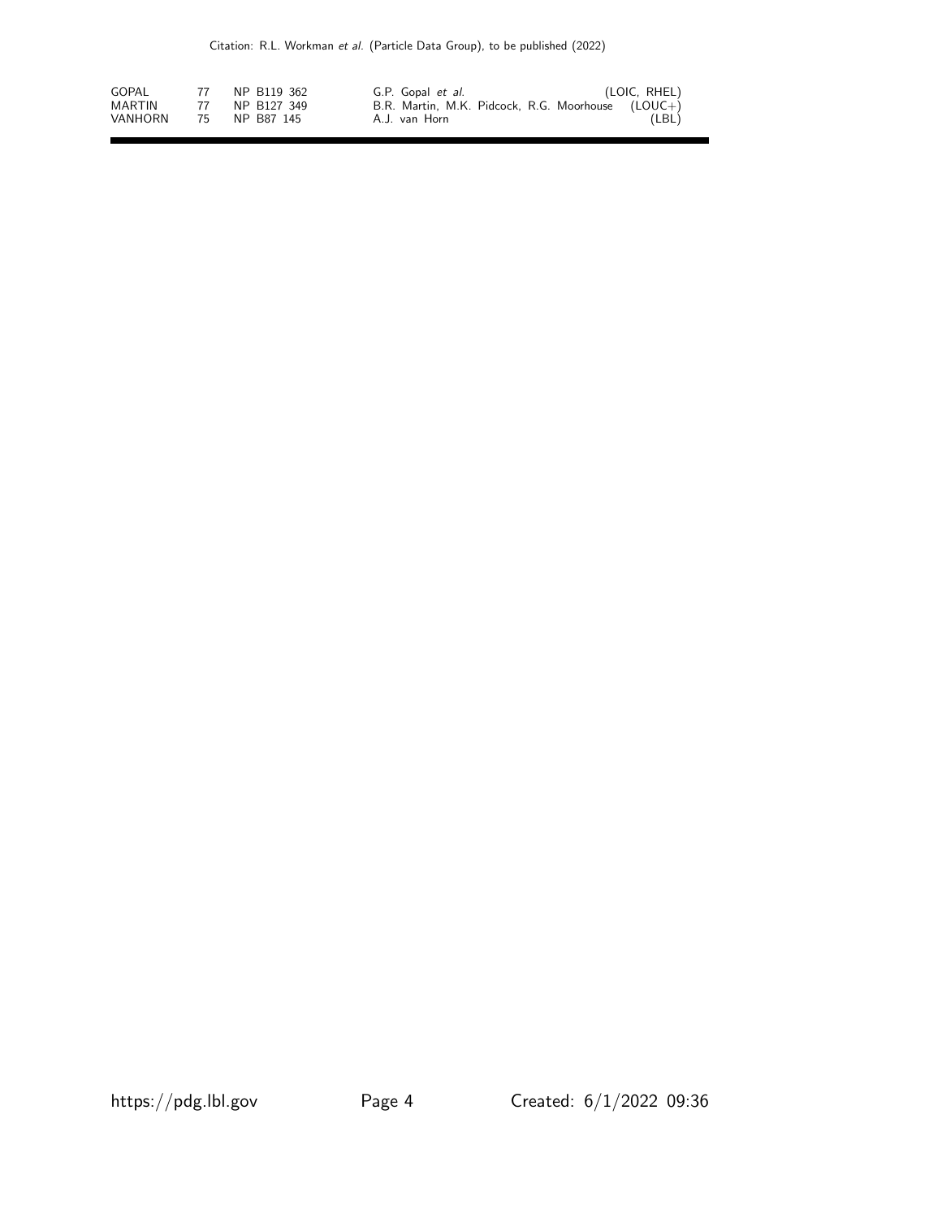| | | | | |
|---|---|---|---|---|
| GOPAL | 77 | NP B119 362 | G.P. Gopal *et al.* | (LOIC, RHEL) |
| MARTIN | 77 | NP B127 349 | B.R. Martin, M.K. Pidcock, R.G. Moorhouse | (LOUC+) |
| VANHORN | 75 | NP B87 145 | A.J. van Horn | (LBL) |